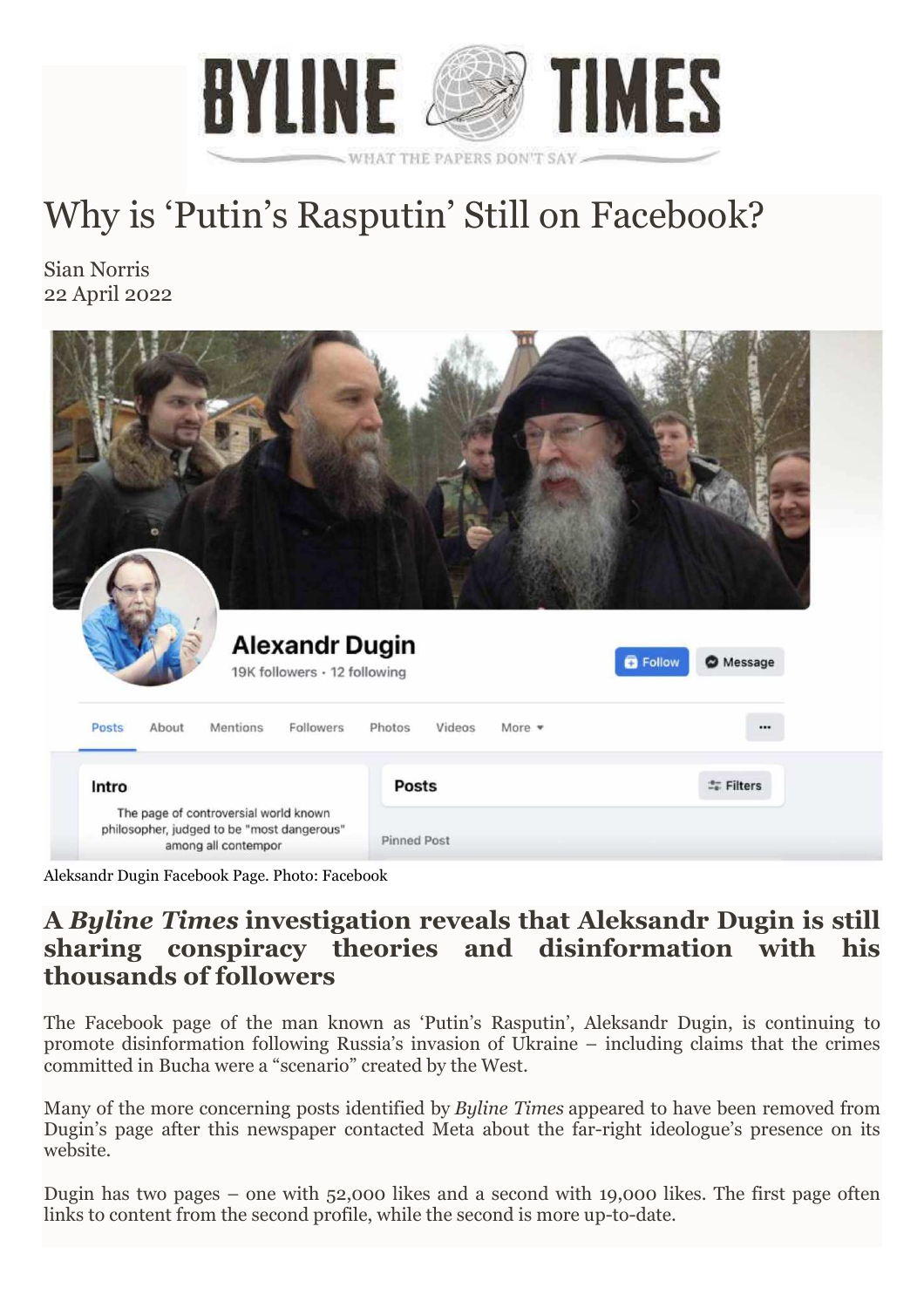# Why is 'Putin's Rasputin' Still on Facebook?

Sian Norris
22 April 2022

Aleksandr Dugin Facebook Page. Photo: Facebook

## A *Byline Times* investigation reveals that Aleksandr Dugin is still sharing conspiracy theories and disinformation with his thousands of followers

The Facebook page of the man known as 'Putin's Rasputin', Aleksandr Dugin, is continuing to promote disinformation following Russia's invasion of Ukraine – including claims that the crimes committed in Bucha were a "scenario" created by the West.

Many of the more concerning posts identified by *Byline Times* appeared to have been removed from Dugin's page after this newspaper contacted Meta about the far-right ideologue's presence on its website.

Dugin has two pages – one with 52,000 likes and a second with 19,000 likes. The first page often links to content from the second profile, while the second is more up-to-date.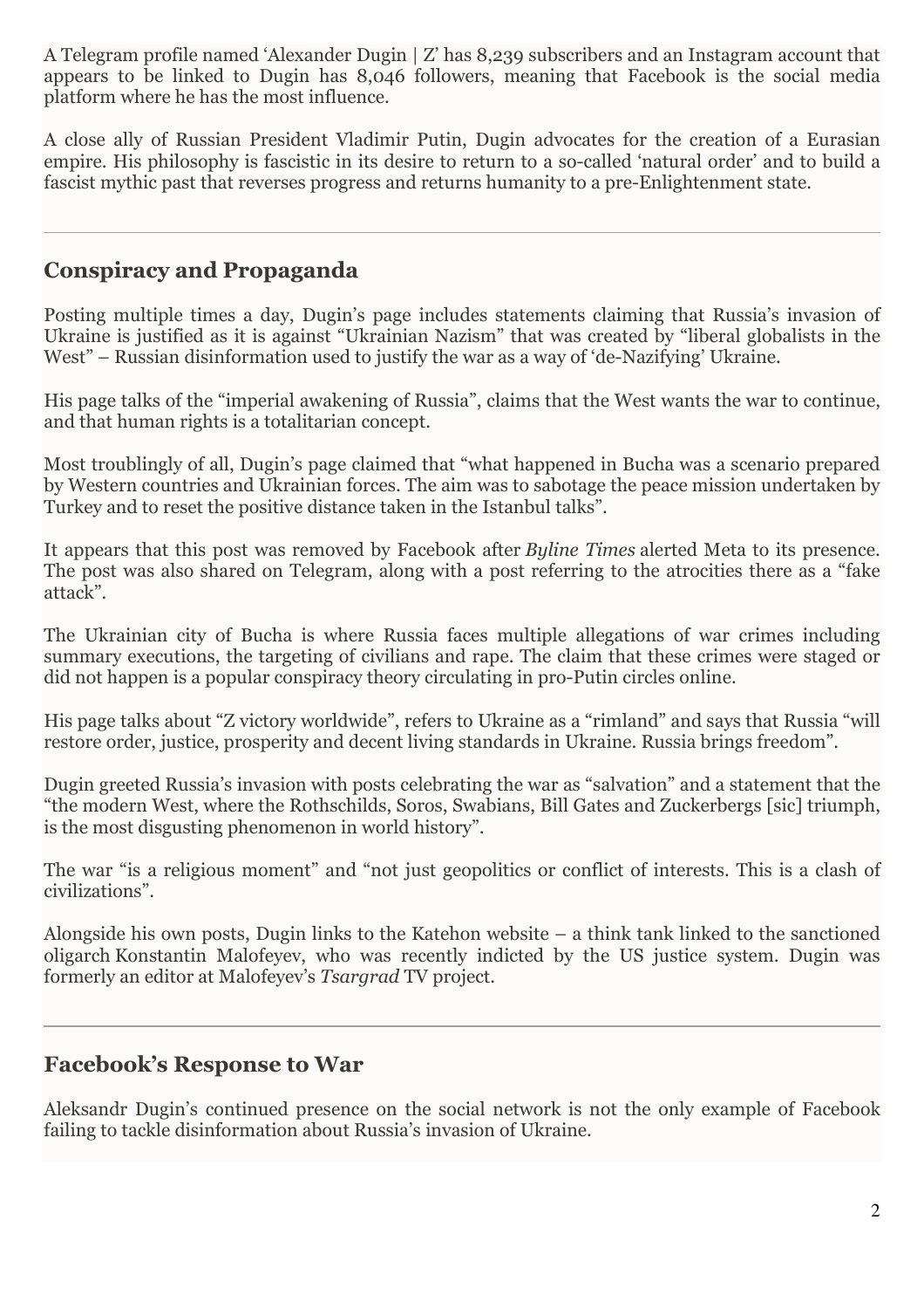A Telegram profile named 'Alexander Dugin | Z' has 8,239 subscribers and an Instagram account that appears to be linked to Dugin has 8,046 followers, meaning that Facebook is the social media platform where he has the most influence.

A close ally of Russian President Vladimir Putin, Dugin advocates for the creation of a Eurasian empire. His philosophy is fascistic in its desire to return to a so-called 'natural order' and to build a fascist mythic past that reverses progress and returns humanity to a pre-Enlightenment state.

## Conspiracy and Propaganda

Posting multiple times a day, Dugin's page includes statements claiming that Russia's invasion of Ukraine is justified as it is against "Ukrainian Nazism" that was created by "liberal globalists in the West" – Russian disinformation used to justify the war as a way of 'de-Nazifying' Ukraine.

His page talks of the "imperial awakening of Russia", claims that the West wants the war to continue, and that human rights is a totalitarian concept.

Most troublingly of all, Dugin's page claimed that "what happened in Bucha was a scenario prepared by Western countries and Ukrainian forces. The aim was to sabotage the peace mission undertaken by Turkey and to reset the positive distance taken in the Istanbul talks".

It appears that this post was removed by Facebook after *Byline Times* alerted Meta to its presence. The post was also shared on Telegram, along with a post referring to the atrocities there as a "fake attack".

The Ukrainian city of Bucha is where Russia faces multiple allegations of war crimes including summary executions, the targeting of civilians and rape. The claim that these crimes were staged or did not happen is a popular conspiracy theory circulating in pro-Putin circles online.

His page talks about "Z victory worldwide", refers to Ukraine as a "rimland" and says that Russia "will restore order, justice, prosperity and decent living standards in Ukraine. Russia brings freedom".

Dugin greeted Russia's invasion with posts celebrating the war as "salvation" and a statement that the "the modern West, where the Rothschilds, Soros, Swabians, Bill Gates and Zuckerbergs [sic] triumph, is the most disgusting phenomenon in world history".

The war "is a religious moment" and "not just geopolitics or conflict of interests. This is a clash of civilizations".

Alongside his own posts, Dugin links to the Katehon website – a think tank linked to the sanctioned oligarch Konstantin Malofeyev, who was recently indicted by the US justice system. Dugin was formerly an editor at Malofeyev's *Tsargrad* TV project.

## Facebook's Response to War

Aleksandr Dugin's continued presence on the social network is not the only example of Facebook failing to tackle disinformation about Russia's invasion of Ukraine.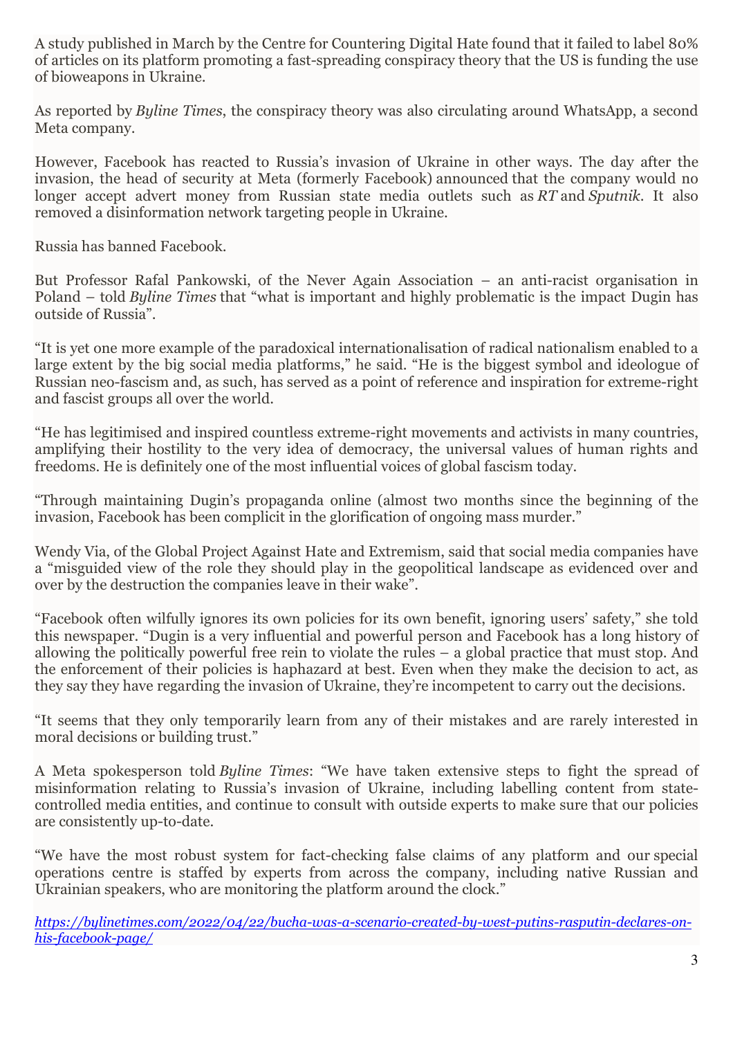A study published in March by the Centre for Countering Digital Hate found that it failed to label 80% of articles on its platform promoting a fast-spreading conspiracy theory that the US is funding the use of bioweapons in Ukraine.

As reported by *Byline Times*, the conspiracy theory was also circulating around WhatsApp, a second Meta company.

However, Facebook has reacted to Russia's invasion of Ukraine in other ways. The day after the invasion, the head of security at Meta (formerly Facebook) announced that the company would no longer accept advert money from Russian state media outlets such as *RT* and *Sputnik*. It also removed a disinformation network targeting people in Ukraine.

Russia has banned Facebook.

But Professor Rafal Pankowski, of the Never Again Association – an anti-racist organisation in Poland – told *Byline Times* that "what is important and highly problematic is the impact Dugin has outside of Russia".

"It is yet one more example of the paradoxical internationalisation of radical nationalism enabled to a large extent by the big social media platforms," he said. "He is the biggest symbol and ideologue of Russian neo-fascism and, as such, has served as a point of reference and inspiration for extreme-right and fascist groups all over the world.

"He has legitimised and inspired countless extreme-right movements and activists in many countries, amplifying their hostility to the very idea of democracy, the universal values of human rights and freedoms. He is definitely one of the most influential voices of global fascism today.

"Through maintaining Dugin's propaganda online (almost two months since the beginning of the invasion, Facebook has been complicit in the glorification of ongoing mass murder."

Wendy Via, of the Global Project Against Hate and Extremism, said that social media companies have a "misguided view of the role they should play in the geopolitical landscape as evidenced over and over by the destruction the companies leave in their wake".

"Facebook often wilfully ignores its own policies for its own benefit, ignoring users' safety," she told this newspaper. "Dugin is a very influential and powerful person and Facebook has a long history of allowing the politically powerful free rein to violate the rules – a global practice that must stop. And the enforcement of their policies is haphazard at best. Even when they make the decision to act, as they say they have regarding the invasion of Ukraine, they're incompetent to carry out the decisions.

"It seems that they only temporarily learn from any of their mistakes and are rarely interested in moral decisions or building trust."

A Meta spokesperson told *Byline Times*: "We have taken extensive steps to fight the spread of misinformation relating to Russia's invasion of Ukraine, including labelling content from state-controlled media entities, and continue to consult with outside experts to make sure that our policies are consistently up-to-date.

"We have the most robust system for fact-checking false claims of any platform and our special operations centre is staffed by experts from across the company, including native Russian and Ukrainian speakers, who are monitoring the platform around the clock."

*https://bylinetimes.com/2022/04/22/bucha-was-a-scenario-created-by-west-putins-rasputin-declares-on-his-facebook-page/*